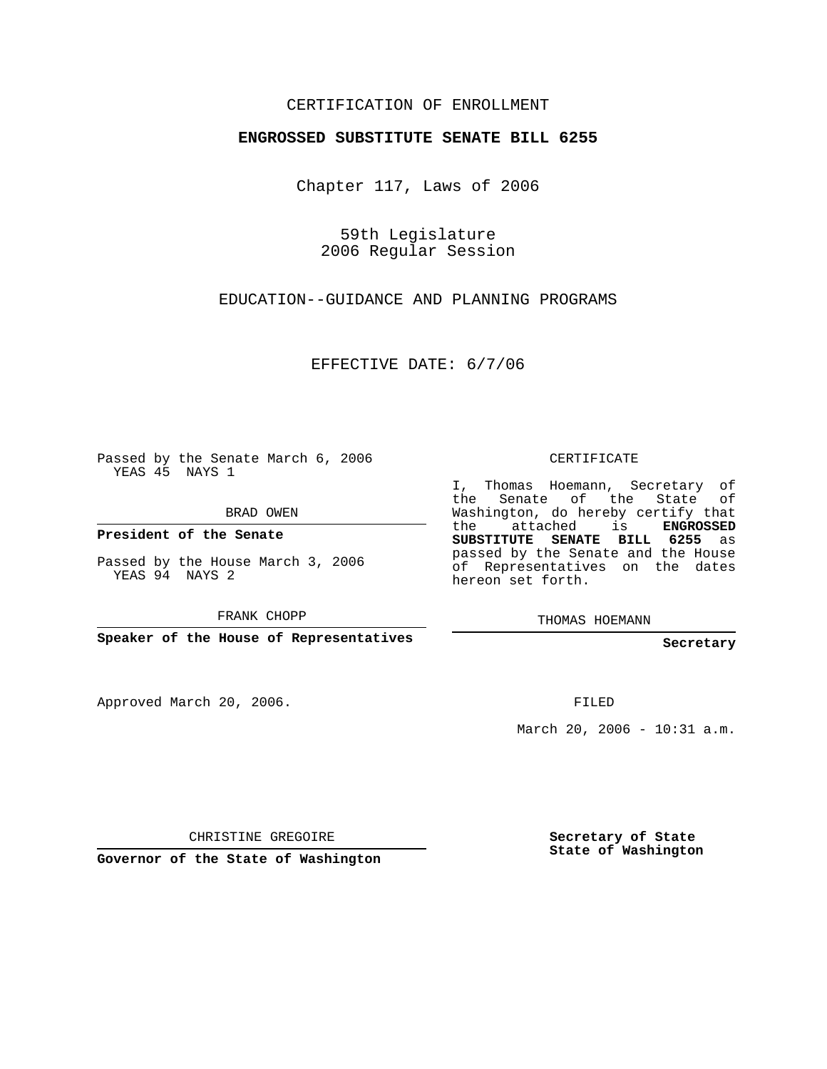CERTIFICATION OF ENROLLMENT

**ENGROSSED SUBSTITUTE SENATE BILL 6255**

Chapter 117, Laws of 2006

59th Legislature
2006 Regular Session

EDUCATION--GUIDANCE AND PLANNING PROGRAMS

EFFECTIVE DATE: 6/7/06

Passed by the Senate March 6, 2006
YEAS 45 NAYS 1

BRAD OWEN

**President of the Senate**

Passed by the House March 3, 2006
YEAS 94 NAYS 2

FRANK CHOPP

**Speaker of the House of Representatives**

Approved March 20, 2006.

CHRISTINE GREGOIRE

**Governor of the State of Washington**

CERTIFICATE

I, Thomas Hoemann, Secretary of the Senate of the State of Washington, do hereby certify that the attached is **ENGROSSED SUBSTITUTE SENATE BILL 6255** as passed by the Senate and the House of Representatives on the dates hereon set forth.

THOMAS HOEMANN

**Secretary**

FILED

March 20, 2006 - 10:31 a.m.

**Secretary of State**
**State of Washington**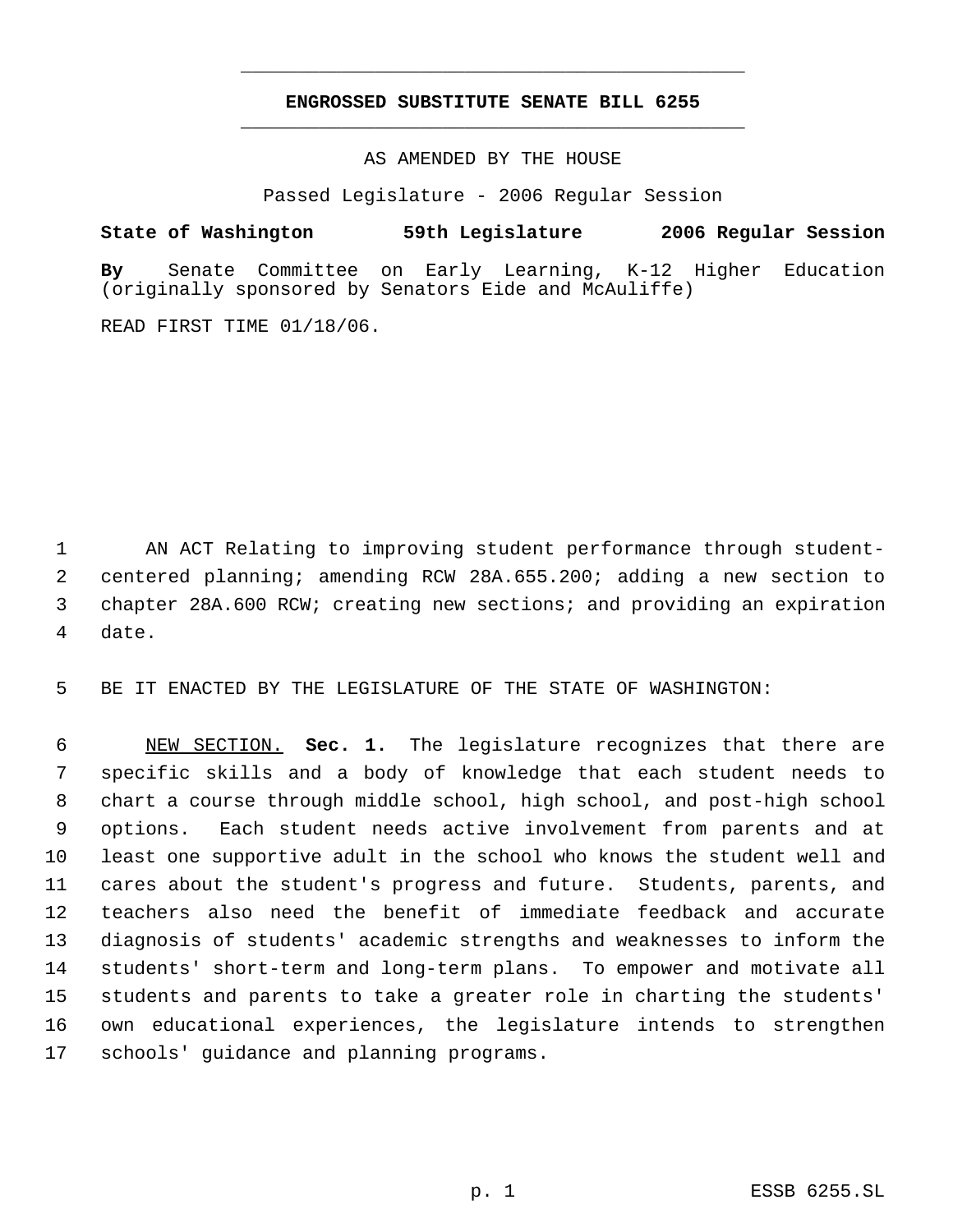**ENGROSSED SUBSTITUTE SENATE BILL 6255**

AS AMENDED BY THE HOUSE

Passed Legislature - 2006 Regular Session

**State of Washington 59th Legislature 2006 Regular Session**

**By** Senate Committee on Early Learning, K-12 Higher Education (originally sponsored by Senators Eide and McAuliffe)

READ FIRST TIME 01/18/06.

AN ACT Relating to improving student performance through student-centered planning; amending RCW 28A.655.200; adding a new section to chapter 28A.600 RCW; creating new sections; and providing an expiration date.

BE IT ENACTED BY THE LEGISLATURE OF THE STATE OF WASHINGTON:

NEW SECTION. **Sec. 1.** The legislature recognizes that there are specific skills and a body of knowledge that each student needs to chart a course through middle school, high school, and post-high school options. Each student needs active involvement from parents and at least one supportive adult in the school who knows the student well and cares about the student's progress and future. Students, parents, and teachers also need the benefit of immediate feedback and accurate diagnosis of students' academic strengths and weaknesses to inform the students' short-term and long-term plans. To empower and motivate all students and parents to take a greater role in charting the students' own educational experiences, the legislature intends to strengthen schools' guidance and planning programs.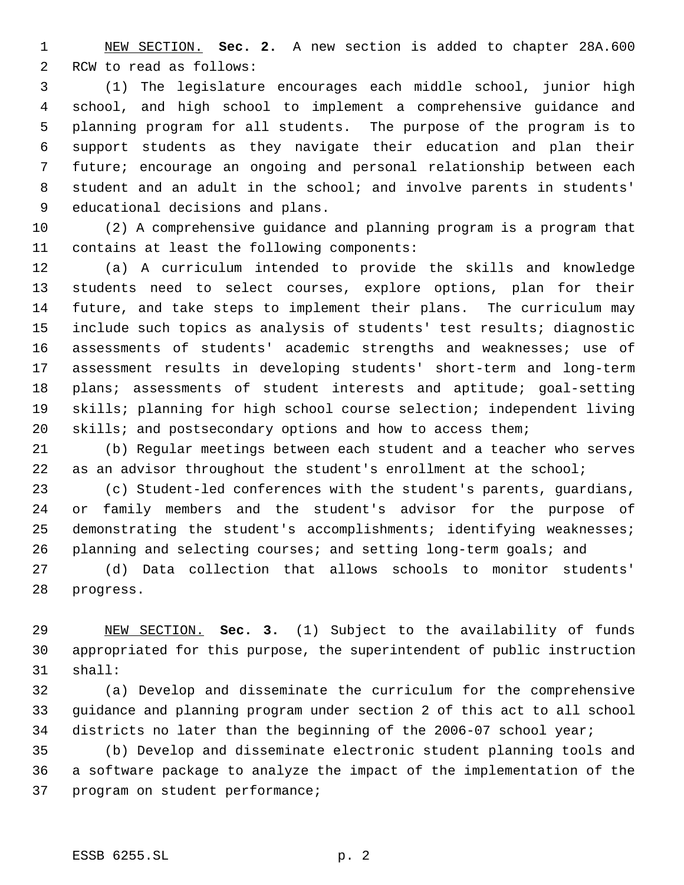NEW SECTION. **Sec. 2.** A new section is added to chapter 28A.600 RCW to read as follows:

(1) The legislature encourages each middle school, junior high school, and high school to implement a comprehensive guidance and planning program for all students. The purpose of the program is to support students as they navigate their education and plan their future; encourage an ongoing and personal relationship between each student and an adult in the school; and involve parents in students' educational decisions and plans.

(2) A comprehensive guidance and planning program is a program that contains at least the following components:

(a) A curriculum intended to provide the skills and knowledge students need to select courses, explore options, plan for their future, and take steps to implement their plans. The curriculum may include such topics as analysis of students' test results; diagnostic assessments of students' academic strengths and weaknesses; use of assessment results in developing students' short-term and long-term plans; assessments of student interests and aptitude; goal-setting skills; planning for high school course selection; independent living skills; and postsecondary options and how to access them;

(b) Regular meetings between each student and a teacher who serves as an advisor throughout the student's enrollment at the school;

(c) Student-led conferences with the student's parents, guardians, or family members and the student's advisor for the purpose of demonstrating the student's accomplishments; identifying weaknesses; planning and selecting courses; and setting long-term goals; and

(d) Data collection that allows schools to monitor students' progress.

NEW SECTION. **Sec. 3.** (1) Subject to the availability of funds appropriated for this purpose, the superintendent of public instruction shall:

(a) Develop and disseminate the curriculum for the comprehensive guidance and planning program under section 2 of this act to all school districts no later than the beginning of the 2006-07 school year;

(b) Develop and disseminate electronic student planning tools and a software package to analyze the impact of the implementation of the program on student performance;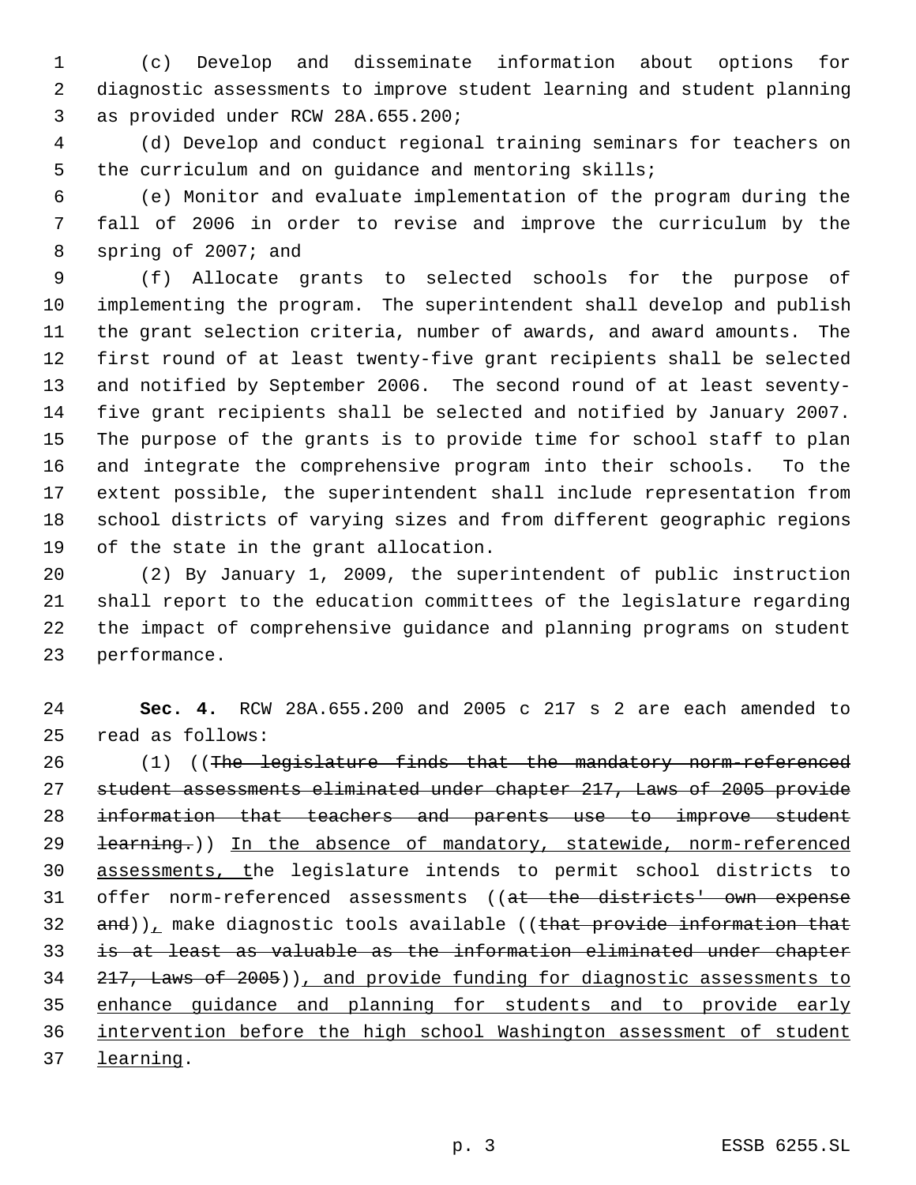(c) Develop and disseminate information about options for diagnostic assessments to improve student learning and student planning as provided under RCW 28A.655.200;

(d) Develop and conduct regional training seminars for teachers on the curriculum and on guidance and mentoring skills;

(e) Monitor and evaluate implementation of the program during the fall of 2006 in order to revise and improve the curriculum by the spring of 2007; and

(f) Allocate grants to selected schools for the purpose of implementing the program. The superintendent shall develop and publish the grant selection criteria, number of awards, and award amounts. The first round of at least twenty-five grant recipients shall be selected and notified by September 2006. The second round of at least seventy-five grant recipients shall be selected and notified by January 2007. The purpose of the grants is to provide time for school staff to plan and integrate the comprehensive program into their schools. To the extent possible, the superintendent shall include representation from school districts of varying sizes and from different geographic regions of the state in the grant allocation.

(2) By January 1, 2009, the superintendent of public instruction shall report to the education committees of the legislature regarding the impact of comprehensive guidance and planning programs on student performance.

**Sec. 4.** RCW 28A.655.200 and 2005 c 217 s 2 are each amended to read as follows:

(1) ((~~The legislature finds that the mandatory norm-referenced student assessments eliminated under chapter 217, Laws of 2005 provide information that teachers and parents use to improve student learning.~~)) In the absence of mandatory, statewide, norm-referenced assessments, the legislature intends to permit school districts to offer norm-referenced assessments ((~~at the districts' own expense and~~)), make diagnostic tools available ((~~that provide information that is at least as valuable as the information eliminated under chapter 217, Laws of 2005~~)), and provide funding for diagnostic assessments to enhance guidance and planning for students and to provide early intervention before the high school Washington assessment of student learning.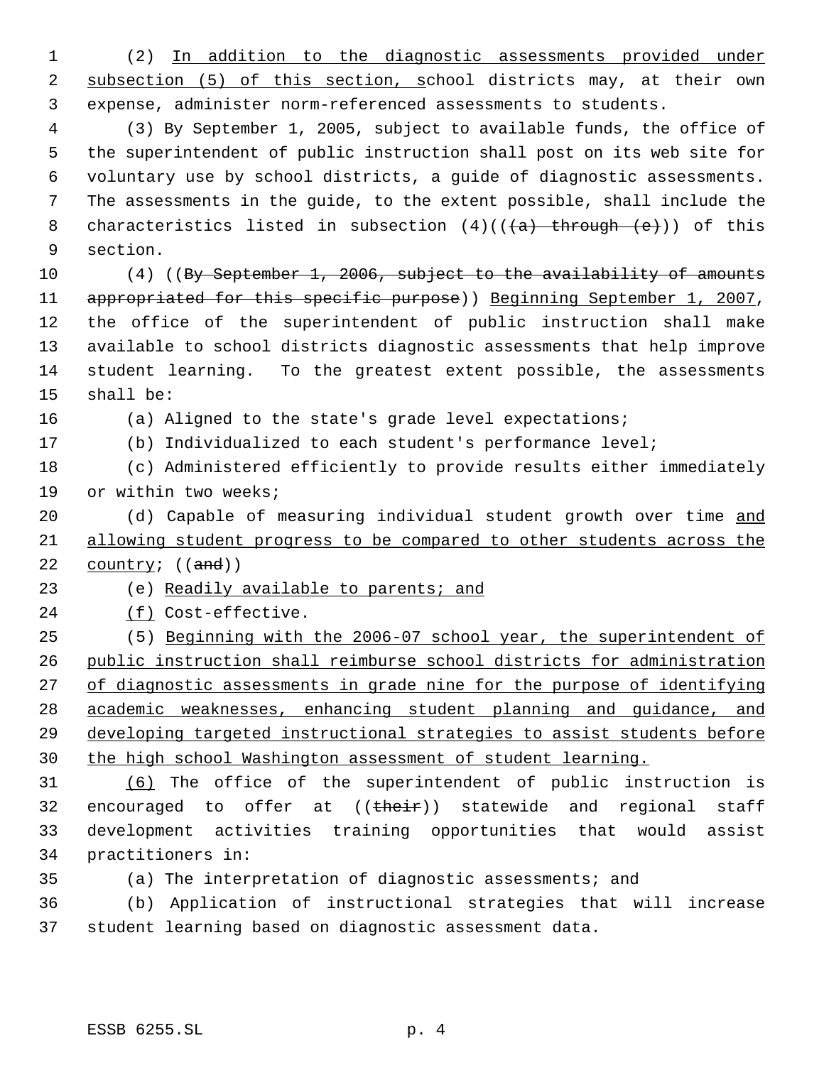(2) In addition to the diagnostic assessments provided under subsection (5) of this section, school districts may, at their own expense, administer norm-referenced assessments to students.

(3) By September 1, 2005, subject to available funds, the office of the superintendent of public instruction shall post on its web site for voluntary use by school districts, a guide of diagnostic assessments. The assessments in the guide, to the extent possible, shall include the characteristics listed in subsection (4)(((a) through (e))) of this section.

(4) ((By September 1, 2006, subject to the availability of amounts appropriated for this specific purpose)) Beginning September 1, 2007, the office of the superintendent of public instruction shall make available to school districts diagnostic assessments that help improve student learning. To the greatest extent possible, the assessments shall be:

(a) Aligned to the state's grade level expectations;

(b) Individualized to each student's performance level;

(c) Administered efficiently to provide results either immediately or within two weeks;

(d) Capable of measuring individual student growth over time and allowing student progress to be compared to other students across the country; ((and))

(e) Readily available to parents; and

(f) Cost-effective.

(5) Beginning with the 2006-07 school year, the superintendent of public instruction shall reimburse school districts for administration of diagnostic assessments in grade nine for the purpose of identifying academic weaknesses, enhancing student planning and guidance, and developing targeted instructional strategies to assist students before the high school Washington assessment of student learning.

(6) The office of the superintendent of public instruction is encouraged to offer at ((their)) statewide and regional staff development activities training opportunities that would assist practitioners in:

(a) The interpretation of diagnostic assessments; and

(b) Application of instructional strategies that will increase student learning based on diagnostic assessment data.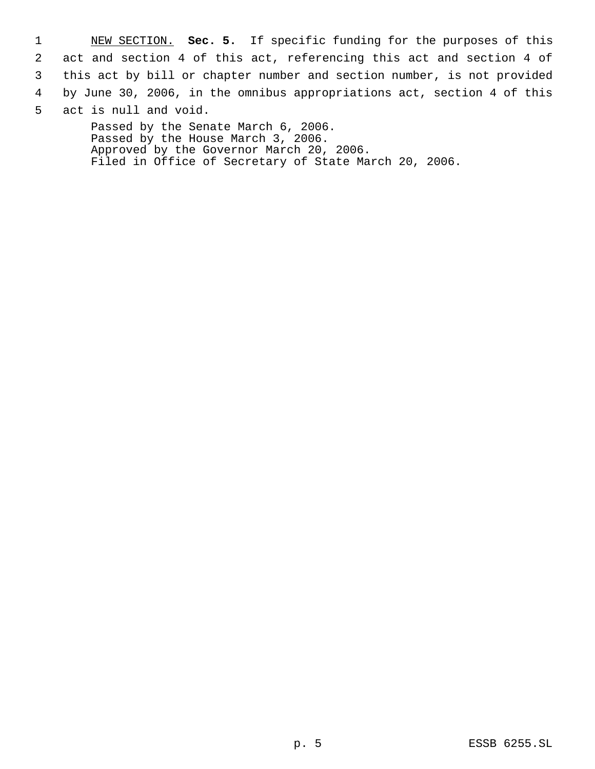NEW SECTION. **Sec. 5.** If specific funding for the purposes of this act and section 4 of this act, referencing this act and section 4 of this act by bill or chapter number and section number, is not provided by June 30, 2006, in the omnibus appropriations act, section 4 of this act is null and void.

Passed by the Senate March 6, 2006.
Passed by the House March 3, 2006.
Approved by the Governor March 20, 2006.
Filed in Office of Secretary of State March 20, 2006.